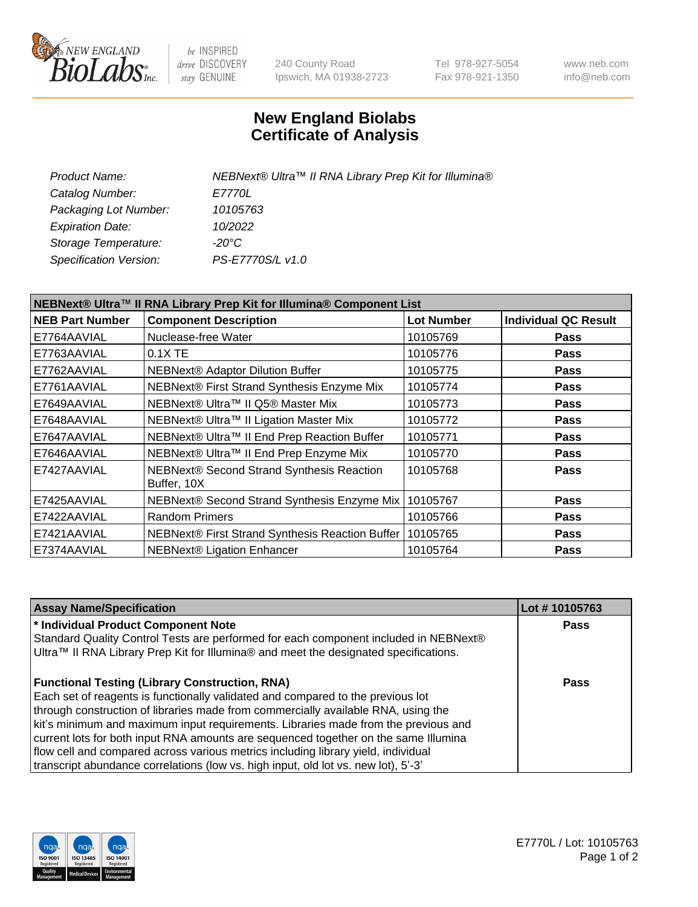# New England Biolabs
# Certificate of Analysis

| | |
|---|---|
| *Product Name:* | *NEBNext® Ultra™ II RNA Library Prep Kit for Illumina®* |
| *Catalog Number:* | *E7770L* |
| *Packaging Lot Number:* | *10105763* |
| *Expiration Date:* | *10/2022* |
| *Storage Temperature:* | *-20°C* |
| *Specification Version:* | *PS-E7770S/L v1.0* |

**NEBNext® Ultra™ II RNA Library Prep Kit for Illumina® Component List**

| NEB Part Number | Component Description | Lot Number | Individual QC Result |
|---|---|---|---|
| E7764AAVIAL | Nuclease-free Water | 10105769 | Pass |
| E7763AAVIAL | 0.1X TE | 10105776 | Pass |
| E7762AAVIAL | NEBNext® Adaptor Dilution Buffer | 10105775 | Pass |
| E7761AAVIAL | NEBNext® First Strand Synthesis Enzyme Mix | 10105774 | Pass |
| E7649AAVIAL | NEBNext® Ultra™ II Q5® Master Mix | 10105773 | Pass |
| E7648AAVIAL | NEBNext® Ultra™ II Ligation Master Mix | 10105772 | Pass |
| E7647AAVIAL | NEBNext® Ultra™ II End Prep Reaction Buffer | 10105771 | Pass |
| E7646AAVIAL | NEBNext® Ultra™ II End Prep Enzyme Mix | 10105770 | Pass |
| E7427AAVIAL | NEBNext® Second Strand Synthesis Reaction Buffer, 10X | 10105768 | Pass |
| E7425AAVIAL | NEBNext® Second Strand Synthesis Enzyme Mix | 10105767 | Pass |
| E7422AAVIAL | Random Primers | 10105766 | Pass |
| E7421AAVIAL | NEBNext® First Strand Synthesis Reaction Buffer | 10105765 | Pass |
| E7374AAVIAL | NEBNext® Ligation Enhancer | 10105764 | Pass |

| Assay Name/Specification | Lot # 10105763 |
|---|---|
| **\* Individual Product Component Note**<br>Standard Quality Control Tests are performed for each component included in NEBNext® Ultra™ II RNA Library Prep Kit for Illumina® and meet the designated specifications. | Pass |
| **Functional Testing (Library Construction, RNA)**<br>Each set of reagents is functionally validated and compared to the previous lot through construction of libraries made from commercially available RNA, using the kit's minimum and maximum input requirements. Libraries made from the previous and current lots for both input RNA amounts are sequenced together on the same Illumina flow cell and compared across various metrics including library yield, individual transcript abundance correlations (low vs. high input, old lot vs. new lot), 5'-3' | Pass |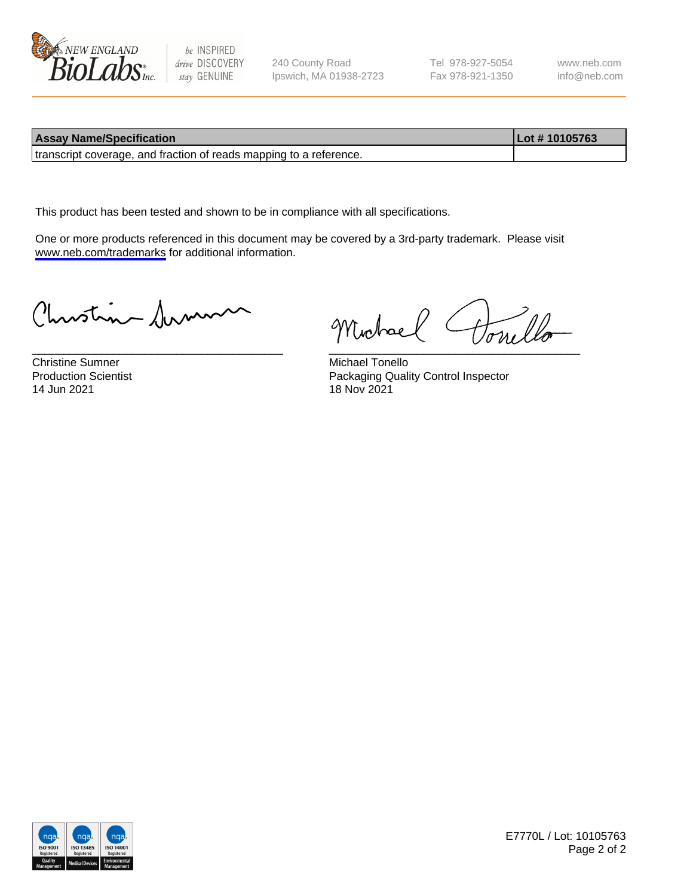| Assay Name/Specification | Lot # 10105763 |
| --- | --- |
| transcript coverage, and fraction of reads mapping to a reference. | |

This product has been tested and shown to be in compliance with all specifications.

One or more products referenced in this document may be covered by a 3rd-party trademark. Please visit www.neb.com/trademarks for additional information.

Christine Sumner
Production Scientist
14 Jun 2021

Michael Tonello
Packaging Quality Control Inspector
18 Nov 2021

E7770L / Lot: 10105763